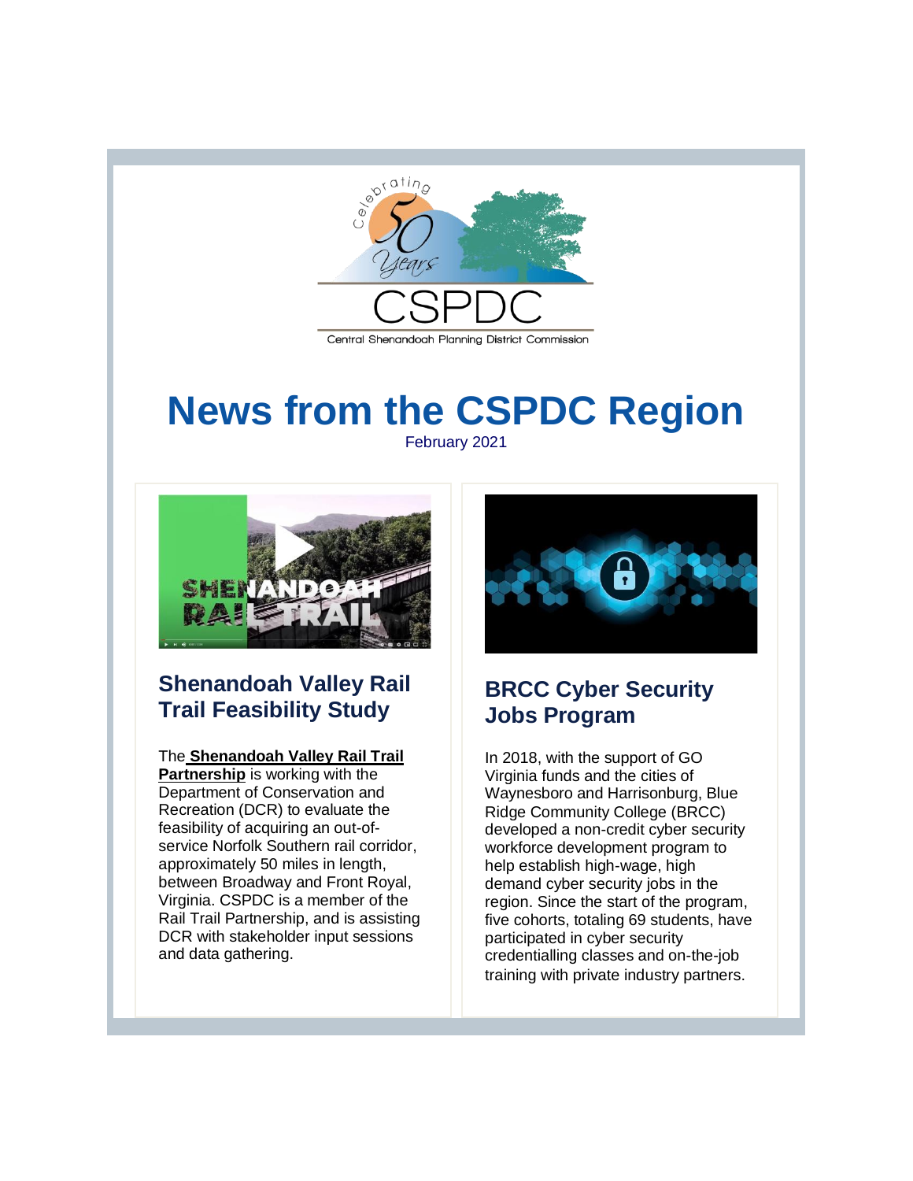# News from the CSPDC Region

February 2021

## Shenandoah Valley Rail Trail Feasibility Study

The **Shenandoah Valley Rail Trail Partnership** is working with the Department of Conservation and Recreation (DCR) to evaluate the feasibility of acquiring an out-of-service Norfolk Southern rail corridor, approximately 50 miles in length, between Broadway and Front Royal, Virginia. CSPDC is a member of the Rail Trail Partnership, and is assisting DCR with stakeholder input sessions and data gathering.

## BRCC Cyber Security Jobs Program

In 2018, with the support of GO Virginia funds and the cities of Waynesboro and Harrisonburg, Blue Ridge Community College (BRCC) developed a non-credit cyber security workforce development program to help establish high-wage, high demand cyber security jobs in the region. Since the start of the program, five cohorts, totaling 69 students, have participated in cyber security credentialling classes and on-the-job training with private industry partners.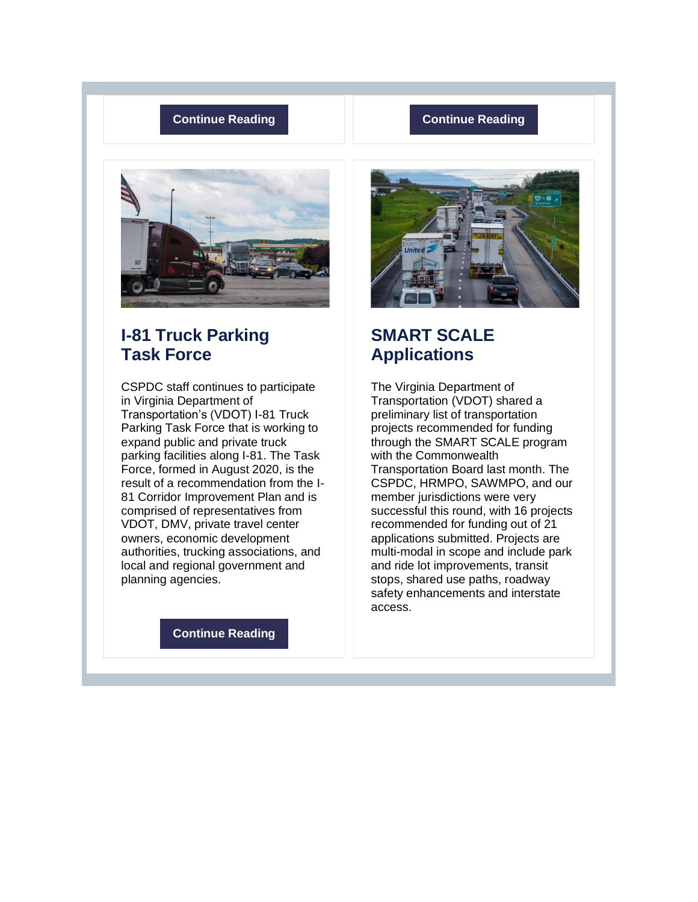Continue Reading

Continue Reading

## I-81 Truck Parking Task Force

CSPDC staff continues to participate in Virginia Department of Transportation's (VDOT) I-81 Truck Parking Task Force that is working to expand public and private truck parking facilities along I-81. The Task Force, formed in August 2020, is the result of a recommendation from the I-81 Corridor Improvement Plan and is comprised of representatives from VDOT, DMV, private travel center owners, economic development authorities, trucking associations, and local and regional government and planning agencies.

Continue Reading

## SMART SCALE Applications

The Virginia Department of Transportation (VDOT) shared a preliminary list of transportation projects recommended for funding through the SMART SCALE program with the Commonwealth Transportation Board last month. The CSPDC, HRMPO, SAWMPO, and our member jurisdictions were very successful this round, with 16 projects recommended for funding out of 21 applications submitted. Projects are multi-modal in scope and include park and ride lot improvements, transit stops, shared use paths, roadway safety enhancements and interstate access.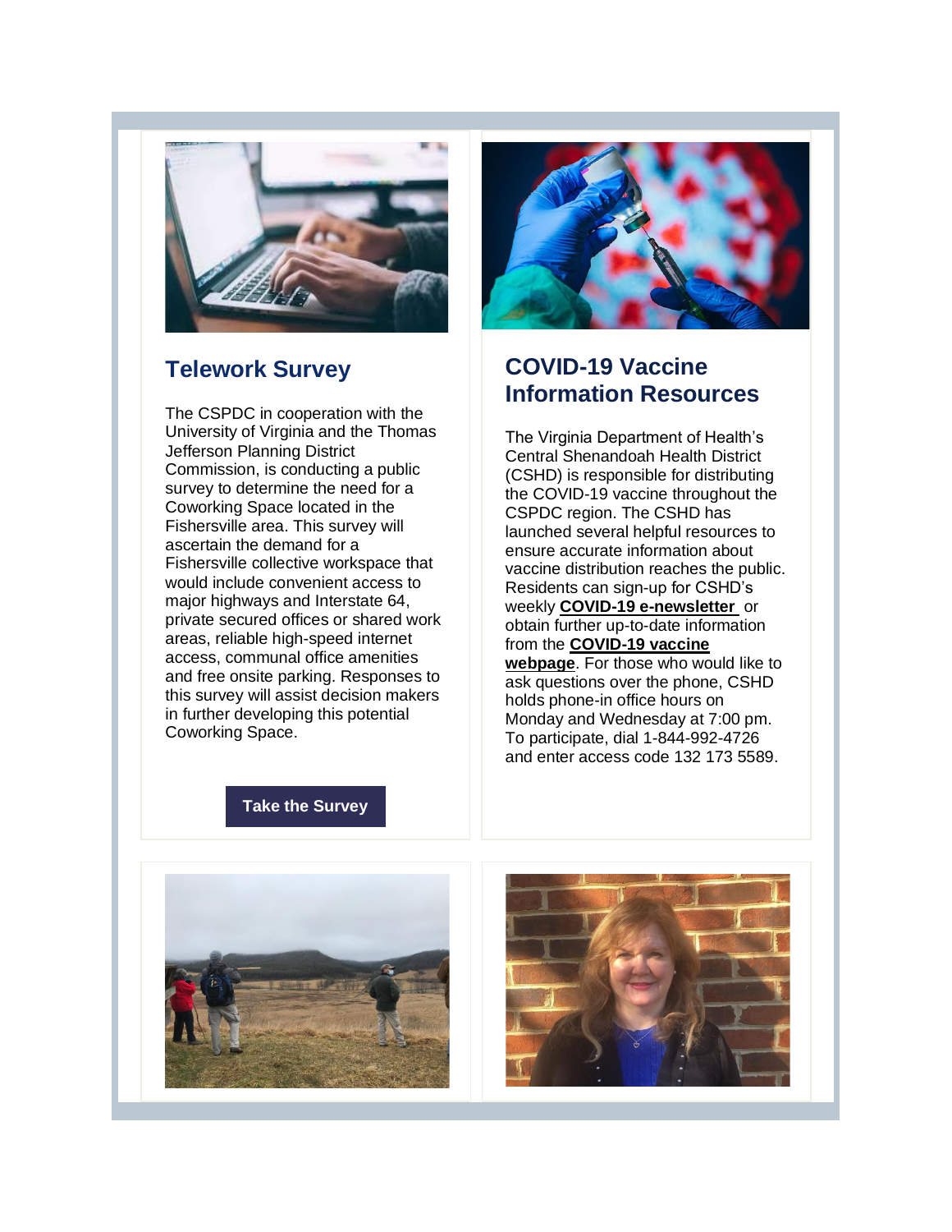## Telework Survey

The CSPDC in cooperation with the University of Virginia and the Thomas Jefferson Planning District Commission, is conducting a public survey to determine the need for a Coworking Space located in the Fishersville area. This survey will ascertain the demand for a Fishersville collective workspace that would include convenient access to major highways and Interstate 64, private secured offices or shared work areas, reliable high-speed internet access, communal office amenities and free onsite parking. Responses to this survey will assist decision makers in further developing this potential Coworking Space.

**Take the Survey**

## COVID-19 Vaccine Information Resources

The Virginia Department of Health's Central Shenandoah Health District (CSHD) is responsible for distributing the COVID-19 vaccine throughout the CSPDC region. The CSHD has launched several helpful resources to ensure accurate information about vaccine distribution reaches the public. Residents can sign-up for CSHD's weekly **COVID-19 e-newsletter** or obtain further up-to-date information from the **COVID-19 vaccine webpage**. For those who would like to ask questions over the phone, CSHD holds phone-in office hours on Monday and Wednesday at 7:00 pm. To participate, dial 1-844-992-4726 and enter access code 132 173 5589.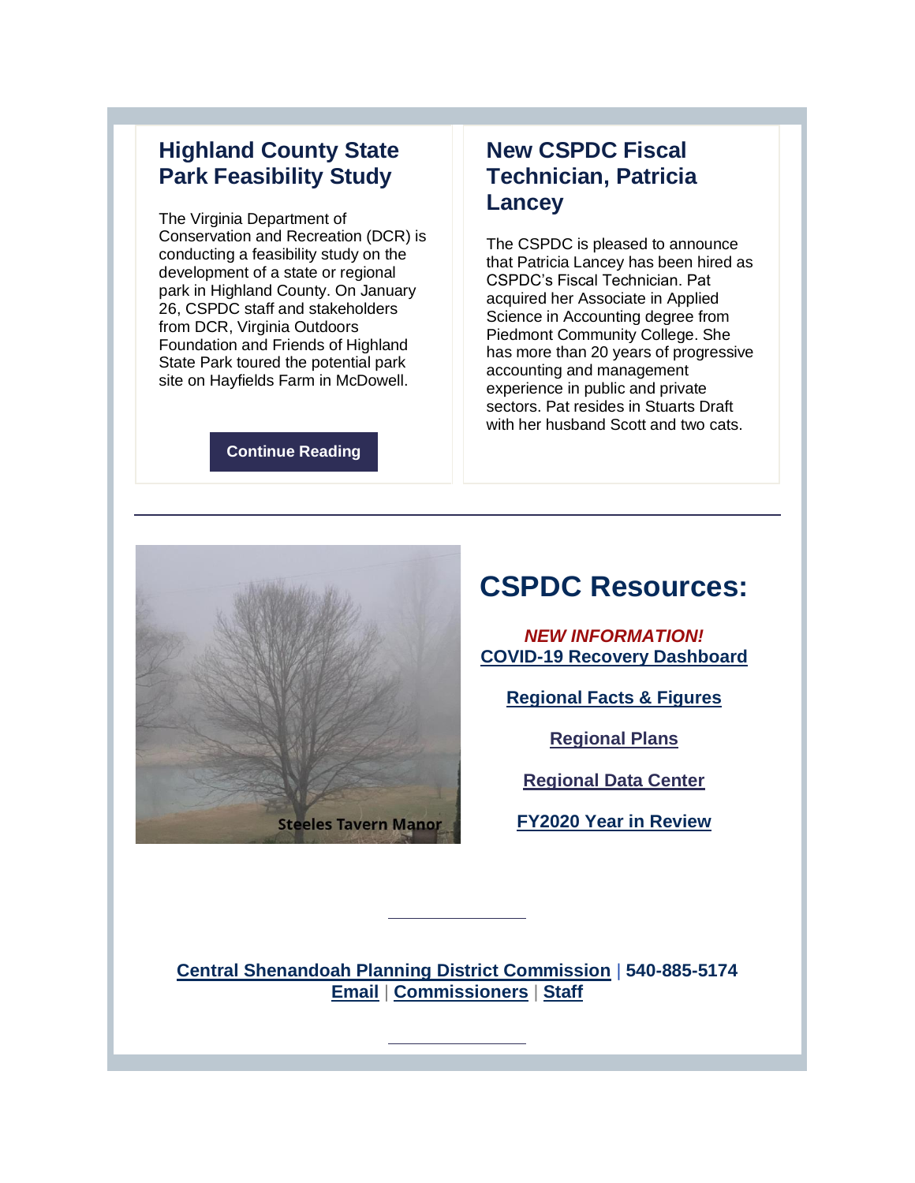## Highland County State Park Feasibility Study

The Virginia Department of Conservation and Recreation (DCR) is conducting a feasibility study on the development of a state or regional park in Highland County. On January 26, CSPDC staff and stakeholders from DCR, Virginia Outdoors Foundation and Friends of Highland State Park toured the potential park site on Hayfields Farm in McDowell.

**Continue Reading**

## New CSPDC Fiscal Technician, Patricia Lancey

The CSPDC is pleased to announce that Patricia Lancey has been hired as CSPDC's Fiscal Technician. Pat acquired her Associate in Applied Science in Accounting degree from Piedmont Community College. She has more than 20 years of progressive accounting and management experience in public and private sectors. Pat resides in Stuarts Draft with her husband Scott and two cats.

---

Steeles Tavern Manor

# CSPDC Resources:

***NEW INFORMATION!***
**COVID-19 Recovery Dashboard**

**Regional Facts & Figures**

**Regional Plans**

**Regional Data Center**

**FY2020 Year in Review**

---

**Central Shenandoah Planning District Commission | 540-885-5174**
**Email | Commissioners | Staff**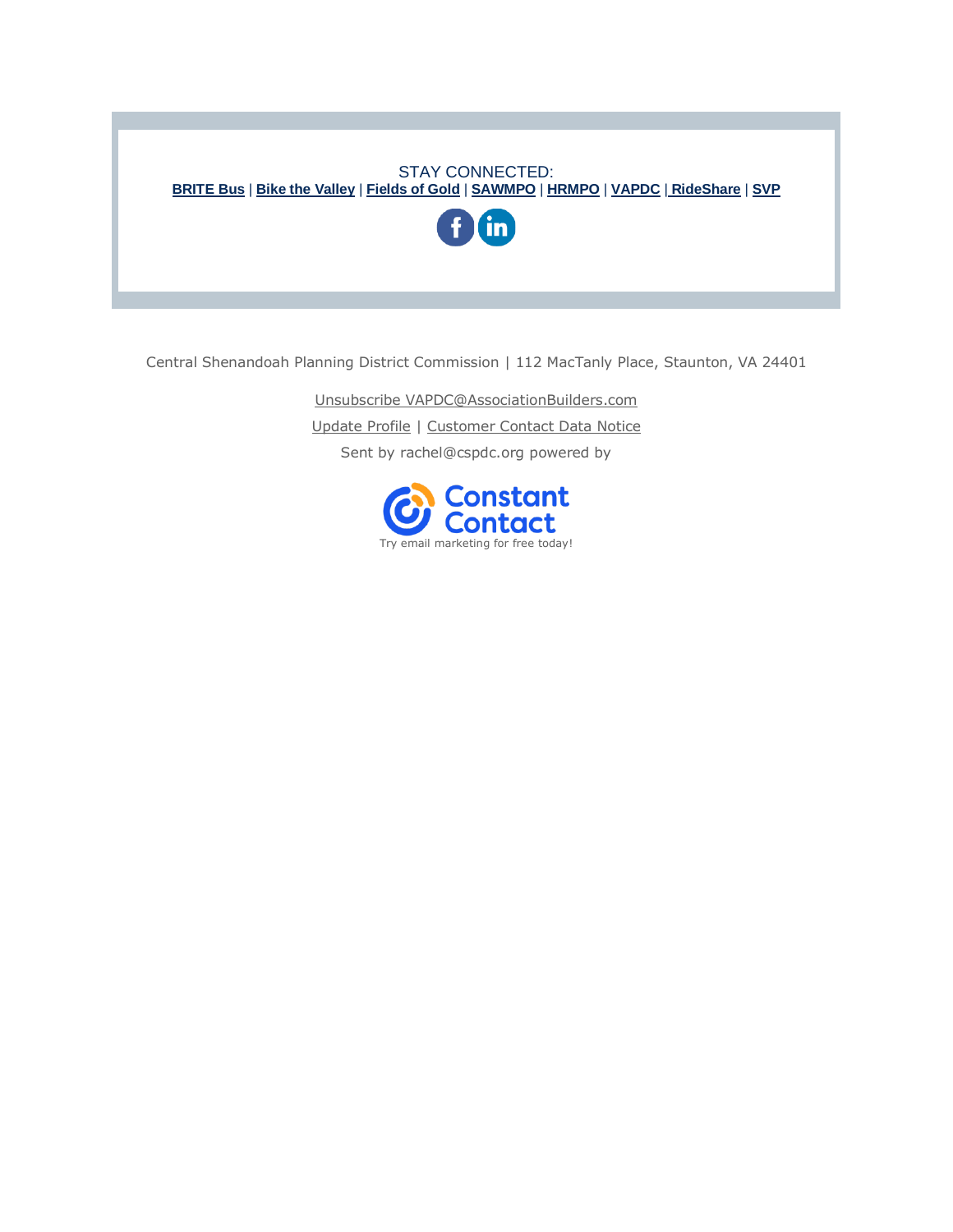STAY CONNECTED:

**BRITE Bus** | **Bike the Valley** | **Fields of Gold** | **SAWMPO** | **HRMPO** | **VAPDC** | **RideShare** | **SVP**

Central Shenandoah Planning District Commission | 112 MacTanly Place, Staunton, VA 24401

Unsubscribe VAPDC@AssociationBuilders.com

Update Profile | Customer Contact Data Notice

Sent by rachel@cspdc.org powered by

Constant Contact

Try email marketing for free today!